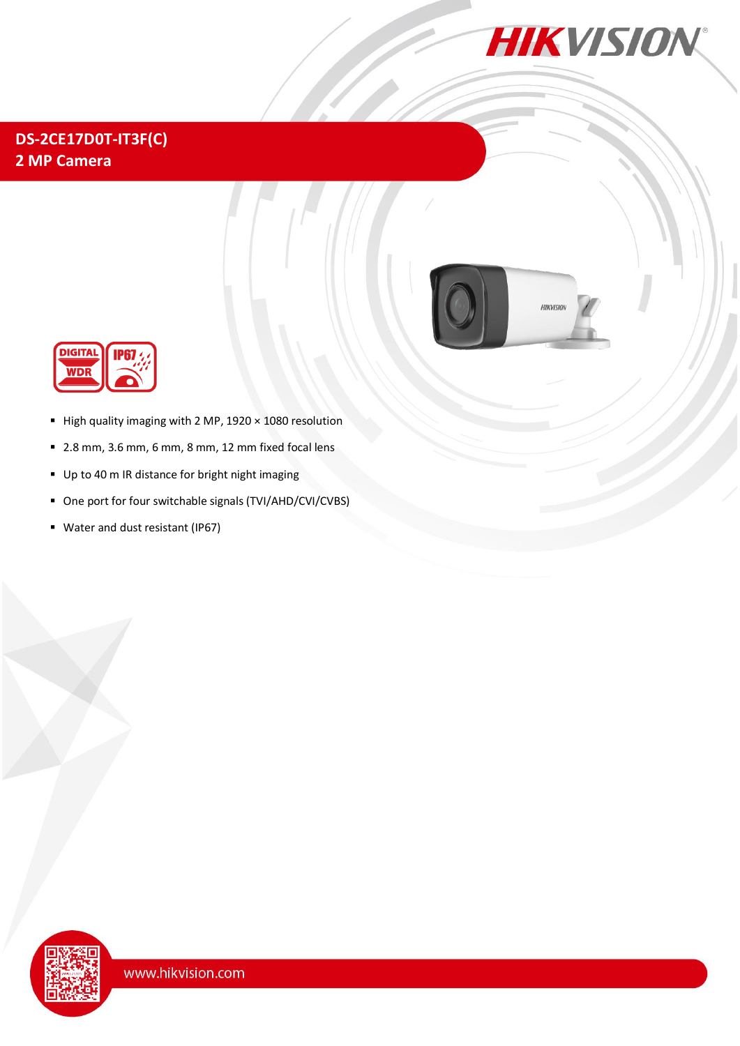# DS-2CE17D0T-IT3F(C)
## 2 MP Camera

- High quality imaging with 2 MP, 1920 × 1080 resolution
- 2.8 mm, 3.6 mm, 6 mm, 8 mm, 12 mm fixed focal lens
- Up to 40 m IR distance for bright night imaging
- One port for four switchable signals (TVI/AHD/CVI/CVBS)
- Water and dust resistant (IP67)

www.hikvision.com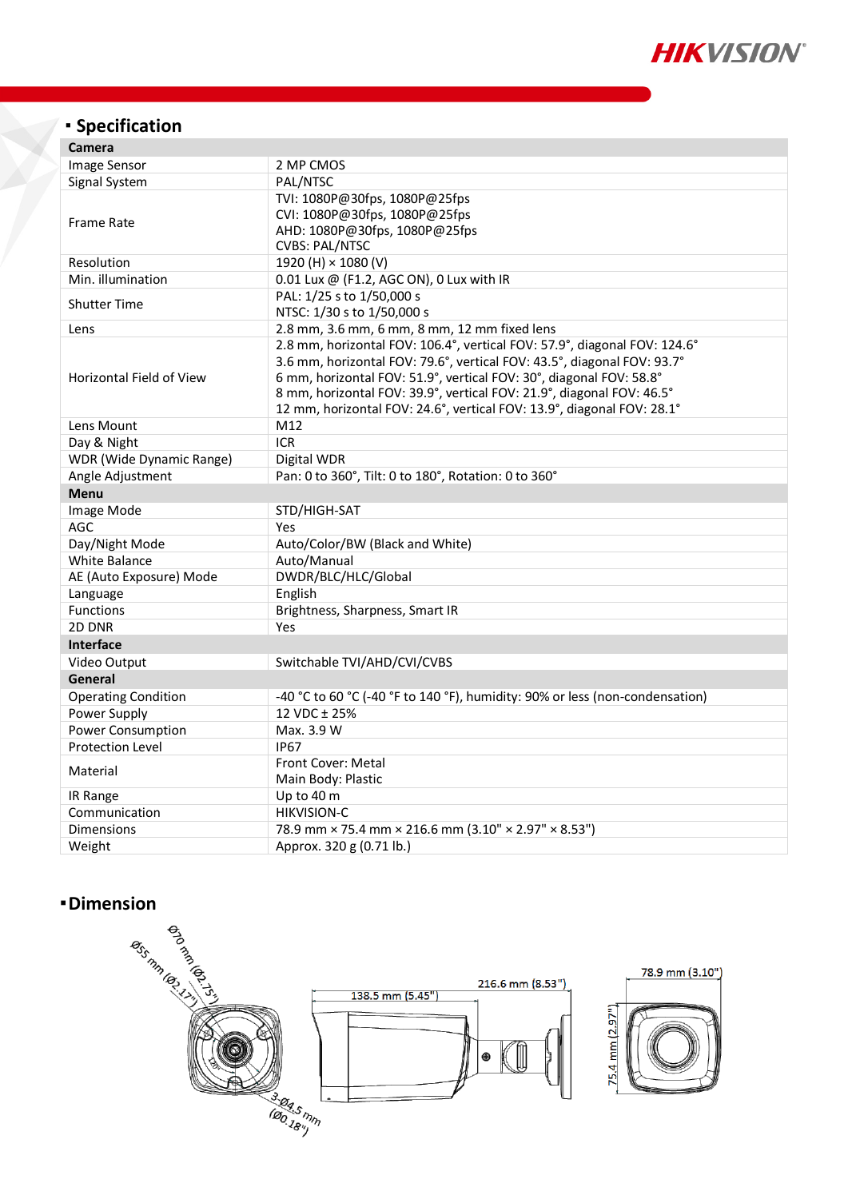## Specification

| Camera | |
|---|---|
| Image Sensor | 2 MP CMOS |
| Signal System | PAL/NTSC |
| Frame Rate | TVI: 1080P@30fps, 1080P@25fps<br>CVI: 1080P@30fps, 1080P@25fps<br>AHD: 1080P@30fps, 1080P@25fps<br>CVBS: PAL/NTSC |
| Resolution | 1920 (H) × 1080 (V) |
| Min. illumination | 0.01 Lux @ (F1.2, AGC ON), 0 Lux with IR |
| Shutter Time | PAL: 1/25 s to 1/50,000 s<br>NTSC: 1/30 s to 1/50,000 s |
| Lens | 2.8 mm, 3.6 mm, 6 mm, 8 mm, 12 mm fixed lens |
| Horizontal Field of View | 2.8 mm, horizontal FOV: 106.4°, vertical FOV: 57.9°, diagonal FOV: 124.6°<br>3.6 mm, horizontal FOV: 79.6°, vertical FOV: 43.5°, diagonal FOV: 93.7°<br>6 mm, horizontal FOV: 51.9°, vertical FOV: 30°, diagonal FOV: 58.8°<br>8 mm, horizontal FOV: 39.9°, vertical FOV: 21.9°, diagonal FOV: 46.5°<br>12 mm, horizontal FOV: 24.6°, vertical FOV: 13.9°, diagonal FOV: 28.1° |
| Lens Mount | M12 |
| Day & Night | ICR |
| WDR (Wide Dynamic Range) | Digital WDR |
| Angle Adjustment | Pan: 0 to 360°, Tilt: 0 to 180°, Rotation: 0 to 360° |
| **Menu** | |
| Image Mode | STD/HIGH-SAT |
| AGC | Yes |
| Day/Night Mode | Auto/Color/BW (Black and White) |
| White Balance | Auto/Manual |
| AE (Auto Exposure) Mode | DWDR/BLC/HLC/Global |
| Language | English |
| Functions | Brightness, Sharpness, Smart IR |
| 2D DNR | Yes |
| **Interface** | |
| Video Output | Switchable TVI/AHD/CVI/CVBS |
| **General** | |
| Operating Condition | -40 °C to 60 °C (-40 °F to 140 °F), humidity: 90% or less (non-condensation) |
| Power Supply | 12 VDC ± 25% |
| Power Consumption | Max. 3.9 W |
| Protection Level | IP67 |
| Material | Front Cover: Metal<br>Main Body: Plastic |
| IR Range | Up to 40 m |
| Communication | HIKVISION-C |
| Dimensions | 78.9 mm × 75.4 mm × 216.6 mm (3.10" × 2.97" × 8.53") |
| Weight | Approx. 320 g (0.71 lb.) |

## Dimension

Ø70 mm (Ø2.75")
Ø55 mm (Ø2.17")
3-Ø4.5 mm (Ø0.18")
138.5 mm (5.45")
216.6 mm (8.53")
78.9 mm (3.10")
75.4 mm (2.97")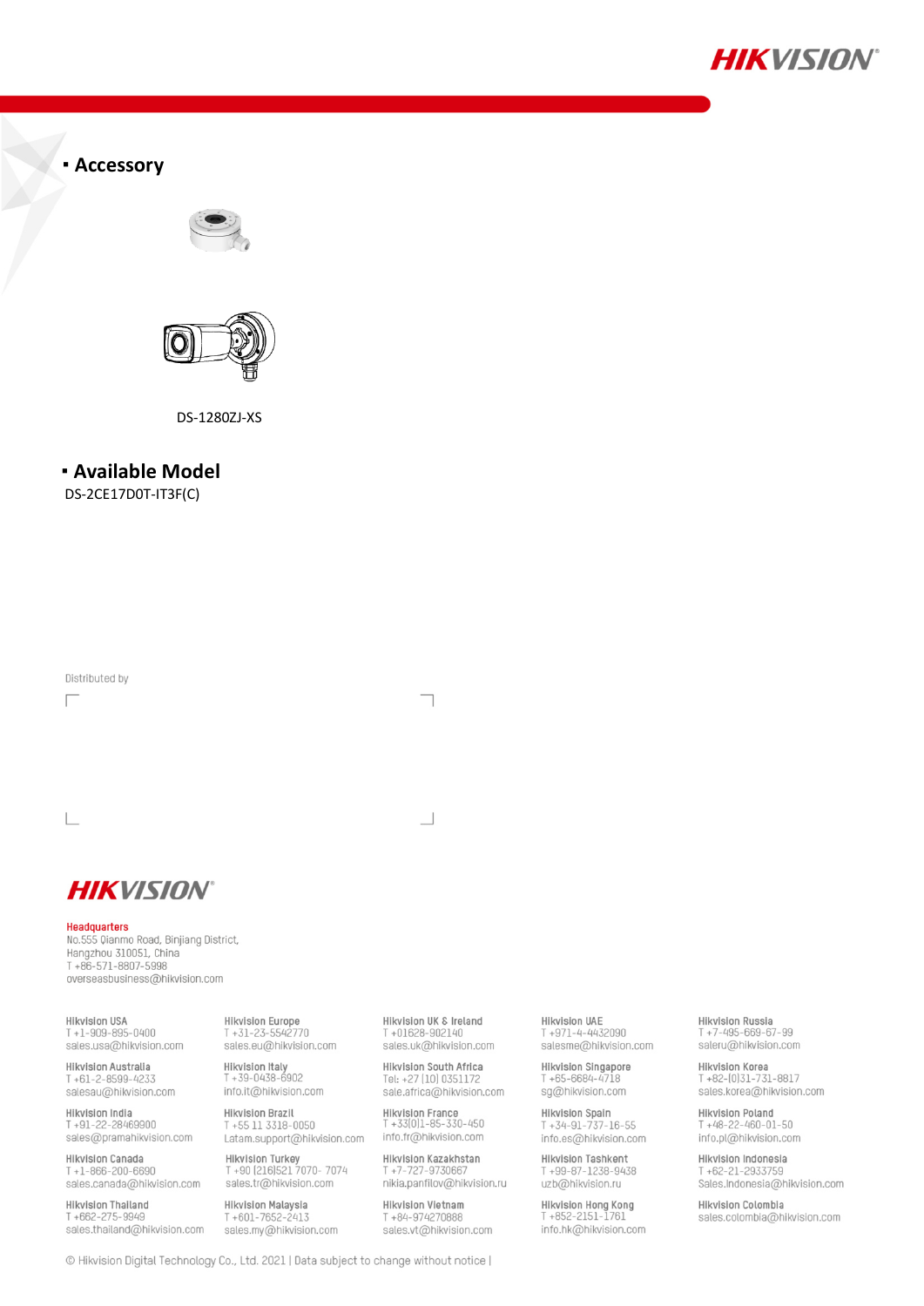## Accessory

DS-1280ZJ-XS

## Available Model

DS-2CE17D0T-IT3F(C)

Distributed by

HIKVISION

**Headquarters**
No.555 Qianmo Road, Binjiang District,
Hangzhou 310051, China
T +86-571-8807-5998
overseasbusiness@hikvision.com

**Hikvision USA**
T +1-909-895-0400
sales.usa@hikvision.com

**Hikvision Australia**
T +61-2-8599-4233
salesau@hikvision.com

**Hikvision India**
T +91-22-28469900
sales@pramahikvision.com

**Hikvision Canada**
T +1-866-200-6690
sales.canada@hikvision.com

**Hikvision Thailand**
T +662-275-9949
sales.thailand@hikvision.com

**Hikvision Europe**
T +31-23-5542770
sales.eu@hikvision.com

**Hikvision Italy**
T +39-0438-6902
info.it@hikvision.com

**Hikvision Brazil**
T +55 11 3318-0050
Latam.support@hikvision.com

**Hikvision Turkey**
T +90 (216)521 7070- 7074
sales.tr@hikvision.com

**Hikvision Malaysia**
T +601-7652-2413
sales.my@hikvision.com

**Hikvision UK & Ireland**
T +01628-902140
sales.uk@hikvision.com

**Hikvision South Africa**
Tel: +27 (10) 0351172
sale.africa@hikvision.com

**Hikvision France**
T +33(0)1-85-330-450
info.fr@hikvision.com

**Hikvision Kazakhstan**
T +7-727-9730667
nikia.panfilov@hikvision.ru

**Hikvision Vietnam**
T +84-974270888
sales.vt@hikvision.com

**Hikvision UAE**
T +971-4-4432090
salesme@hikvision.com

**Hikvision Singapore**
T +65-6684-4718
sg@hikvision.com

**Hikvision Spain**
T +34-91-737-16-55
info.es@hikvision.com

**Hikvision Tashkent**
T +99-87-1238-9438
uzb@hikvision.ru

**Hikvision Hong Kong**
T +852-2151-1761
info.hk@hikvision.com

**Hikvision Russia**
T +7-495-669-67-99
saleru@hikvision.com

**Hikvision Korea**
T +82-(0)31-731-8817
sales.korea@hikvision.com

**Hikvision Poland**
T +48-22-460-01-50
info.pl@hikvision.com

**Hikvision Indonesia**
T +62-21-2933759
Sales.Indonesia@hikvision.com

**Hikvision Colombia**
sales.colombia@hikvision.com

© Hikvision Digital Technology Co., Ltd. 2021 | Data subject to change without notice |